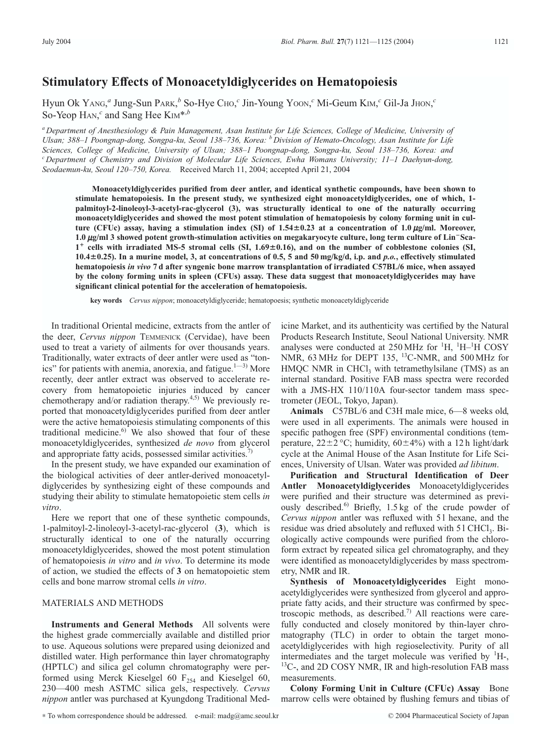# Stimulatory Effects of Monoacetyldiglycerides on Hematopoiesis

Hyun Ok YANG,[a] Jung-Sun PARK,[b] So-Hye CHO,[c] Jin-Young YOON,[c] Mi-Geum KIM,[c] Gil-Ja JHON,[c] So-Yeop HAN,[c] and Sang Hee KIM*,[b]

[a] *Department of Anesthesiology & Pain Management, Asan Institute for Life Sciences, College of Medicine, University of Ulsan; 388–1 Poongnap-dong, Songpa-ku, Seoul 138–736, Korea:* [b] *Division of Hemato-Oncology, Asan Institute for Life Sciences, College of Medicine, University of Ulsan; 388–1 Poongnap-dong, Songpa-ku, Seoul 138–736, Korea: and* [c] *Department of Chemistry and Division of Molecular Life Sciences, Ewha Womans University; 11–1 Daehyun-dong, Seodaemun-ku, Seoul 120–750, Korea.* Received March 11, 2004; accepted April 21, 2004

**Monoacetyldiglycerides purified from deer antler, and identical synthetic compounds, have been shown to stimulate hematopoiesis. In the present study, we synthesized eight monoacetyldiglycerides, one of which, 1-palmitoyl-2-linoleoyl-3-acetyl-rac-glycerol (3), was structurally identical to one of the naturally occurring monoacetyldiglycerides and showed the most potent stimulation of hematopoiesis by colony forming unit in culture (CFUc) assay, having a stimulation index (SI) of 1.54±0.23 at a concentration of 1.0 μg/ml. Moreover, 1.0 μg/ml 3 showed potent growth-stimulation activities on megakaryocyte culture, long term culture of $Lin^{-}Sca\text{-}1^{+}$ cells with irradiated MS-5 stromal cells (SI, 1.69±0.16), and on the number of cobblestone colonies (SI, 10.4±0.25). In a murine model, 3, at concentrations of 0.5, 5 and 50 mg/kg/d, i.p. and *p.o.*, effectively stimulated hematopoiesis *in vivo* 7 d after syngenic bone marrow transplantation of irradiated C57BL/6 mice, when assayed by the colony forming units in spleen (CFUs) assay. These data suggest that monoacetyldiglycerides may have significant clinical potential for the acceleration of hematopoiesis.**

**key words** *Cervus nippon*; monoacetyldiglyceride; hematopoesis; synthetic monoacetyldiglyceride

In traditional Oriental medicine, extracts from the antler of the deer, *Cervus nippon* TEMMENICK (Cervidae), have been used to treat a variety of ailments for over thousands years. Traditionally, water extracts of deer antler were used as "tonics" for patients with anemia, anorexia, and fatigue.[1—3] More recently, deer antler extract was observed to accelerate recovery from hematopoietic injuries induced by cancer chemotherapy and/or radiation therapy.[4,5] We previously reported that monoacetyldiglycerides purified from deer antler were the active hematopoiesis stimulating components of this traditional medicine.[6] We also showed that four of these monoacetyldiglycerides, synthesized *de novo* from glycerol and appropriate fatty acids, possessed similar activities.[7]

In the present study, we have expanded our examination of the biological activities of deer antler-derived monoacetyldiglycerides by synthesizing eight of these compounds and studying their ability to stimulate hematopoietic stem cells *in vitro*.

Here we report that one of these synthetic compounds, 1-palmitoyl-2-linoleoyl-3-acetyl-rac-glycerol (**3**), which is structurally identical to one of the naturally occurring monoacetyldiglycerides, showed the most potent stimulation of hematopoiesis *in vitro* and *in vivo*. To determine its mode of action, we studied the effects of **3** on hematopoietic stem cells and bone marrow stromal cells *in vitro*.

## MATERIALS AND METHODS

**Instruments and General Methods** All solvents were the highest grade commercially available and distilled prior to use. Aqueous solutions were prepared using deionized and distilled water. High performance thin layer chromatography (HPTLC) and silica gel column chromatography were performed using Merck Kieselgel 60 $F_{254}$ and Kieselgel 60, 230—400 mesh ASTMC silica gels, respectively. *Cervus nippon* antler was purchased at Kyungdong Traditional Medicine Market, and its authenticity was certified by the Natural Products Research Institute, Seoul National University. NMR analyses were conducted at 250 MHz for $^{1}H$, $^{1}H$–$^{1}H$ COSY NMR, 63 MHz for DEPT 135, $^{13}C$-NMR, and 500 MHz for HMQC NMR in $CHCl_3$ with tetramethylsilane (TMS) as an internal standard. Positive FAB mass spectra were recorded with a JMS-HX 110/110A four-sector tandem mass spectrometer (JEOL, Tokyo, Japan).

**Animals** C57BL/6 and C3H male mice, 6—8 weeks old, were used in all experiments. The animals were housed in specific pathogen free (SPF) environmental conditions (temperature, 22±2 °C; humidity, 60±4%) with a 12 h light/dark cycle at the Animal House of the Asan Institute for Life Sciences, University of Ulsan. Water was provided *ad libitum*.

**Purification and Structural Identification of Deer Antler Monoacetyldiglycerides** Monoacetyldiglycerides were purified and their structure was determined as previously described.[6] Briefly, 1.5 kg of the crude powder of *Cervus nippon* antler was refluxed with 5 l hexane, and the residue was dried absolutely and refluxed with 5 l $CHCl_3$. Biologically active compounds were purified from the chloroform extract by repeated silica gel chromatography, and they were identified as monoacetyldiglycerides by mass spectrometry, NMR and IR.

**Synthesis of Monoacetyldiglycerides** Eight monoacetyldiglycerides were synthesized from glycerol and appropriate fatty acids, and their structure was confirmed by spectroscopic methods, as described.[7] All reactions were carefully conducted and closely monitored by thin-layer chromatography (TLC) in order to obtain the target monoacetyldiglycerides with high regioselectivity. Purity of all intermediates and the target molecule was verified by $^{1}H$-, $^{13}C$-, and 2D COSY NMR, IR and high-resolution FAB mass measurements.

**Colony Forming Unit in Culture (CFUc) Assay** Bone marrow cells were obtained by flushing femurs and tibias of

* To whom correspondence should be addressed. e-mail: madg@amc.seoul.kr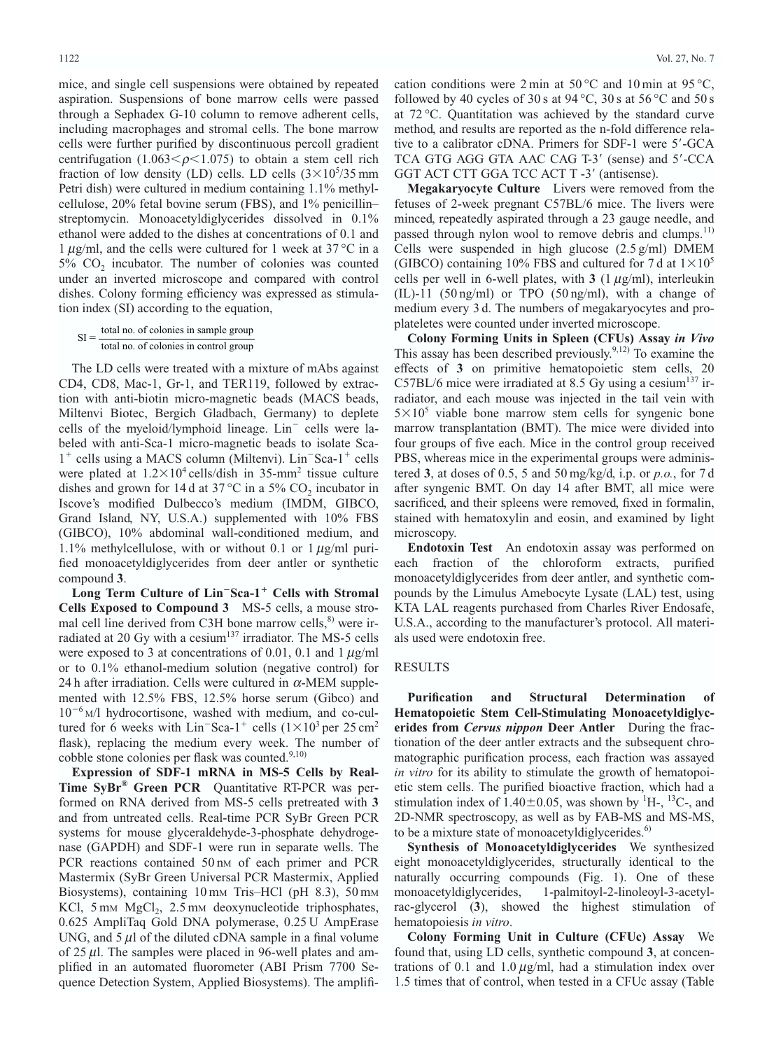mice, and single cell suspensions were obtained by repeated aspiration. Suspensions of bone marrow cells were passed through a Sephadex G-10 column to remove adherent cells, including macrophages and stromal cells. The bone marrow cells were further purified by discontinuous percoll gradient centrifugation ($1.063<\rho<1.075$) to obtain a stem cell rich fraction of low density (LD) cells. LD cells ($3\times10^5$/35 mm Petri dish) were cultured in medium containing 1.1% methylcellulose, 20% fetal bovine serum (FBS), and 1% penicillin–streptomycin. Monoacetyldiglycerides dissolved in 0.1% ethanol were added to the dishes at concentrations of 0.1 and 1 $\mu$g/ml, and the cells were cultured for 1 week at 37 °C in a 5% $CO_2$ incubator. The number of colonies was counted under an inverted microscope and compared with control dishes. Colony forming efficiency was expressed as stimulation index (SI) according to the equation,

$$SI = \frac{\text{total no. of colonies in sample group}}{\text{total no. of colonies in control group}}$$

The LD cells were treated with a mixture of mAbs against CD4, CD8, Mac-1, Gr-1, and TER119, followed by extraction with anti-biotin micro-magnetic beads (MACS beads, Miltenvi Biotec, Bergich Gladbach, Germany) to deplete cells of the myeloid/lymphoid lineage. $Lin^-$ cells were labeled with anti-Sca-1 micro-magnetic beads to isolate Sca-$1^+$ cells using a MACS column (Miltenvi). $Lin^-$Sca-$1^+$ cells were plated at $1.2\times10^4$ cells/dish in 35-mm$^2$ tissue culture dishes and grown for 14 d at 37 °C in a 5% $CO_2$ incubator in Iscove's modified Dulbecco's medium (IMDM, GIBCO, Grand Island, NY, U.S.A.) supplemented with 10% FBS (GIBCO), 10% abdominal wall-conditioned medium, and 1.1% methylcellulose, with or without 0.1 or 1 $\mu$g/ml purified monoacetyldiglycerides from deer antler or synthetic compound **3**.

**Long Term Culture of $Lin^-$Sca-$1^+$ Cells with Stromal Cells Exposed to Compound 3** MS-5 cells, a mouse stromal cell line derived from C3H bone marrow cells,[8] were irradiated at 20 Gy with a cesium$^{137}$ irradiator. The MS-5 cells were exposed to 3 at concentrations of 0.01, 0.1 and 1 $\mu$g/ml or to 0.1% ethanol-medium solution (negative control) for 24 h after irradiation. Cells were cultured in $\alpha$-MEM supplemented with 12.5% FBS, 12.5% horse serum (Gibco) and $10^{-6}$ M/l hydrocortisone, washed with medium, and co-cultured for 6 weeks with $Lin^-$Sca-$1^+$ cells ($1\times10^3$ per 25 cm$^2$ flask), replacing the medium every week. The number of cobble stone colonies per flask was counted.[9,10]

**Expression of SDF-1 mRNA in MS-5 Cells by Real-Time SyBr® Green PCR** Quantitative RT-PCR was performed on RNA derived from MS-5 cells pretreated with **3** and from untreated cells. Real-time PCR SyBr Green PCR systems for mouse glyceraldehyde-3-phosphate dehydrogenase (GAPDH) and SDF-1 were run in separate wells. The PCR reactions contained 50 nM of each primer and PCR Mastermix (SyBr Green Universal PCR Mastermix, Applied Biosystems), containing 10 mM Tris–HCl (pH 8.3), 50 mM KCl, 5 mM $MgCl_2$, 2.5 mM deoxynucleotide triphosphates, 0.625 AmpliTaq Gold DNA polymerase, 0.25 U AmpErase UNG, and 5 $\mu$l of the diluted cDNA sample in a final volume of 25 $\mu$l. The samples were placed in 96-well plates and amplified in an automated fluorometer (ABI Prism 7700 Sequence Detection System, Applied Biosystems). The amplification conditions were 2 min at 50 °C and 10 min at 95 °C, followed by 40 cycles of 30 s at 94 °C, 30 s at 56 °C and 50 s at 72 °C. Quantitation was achieved by the standard curve method, and results are reported as the n-fold difference relative to a calibrator cDNA. Primers for SDF-1 were 5′-GCA TCA GTG AGG GTA AAC CAG T-3′ (sense) and 5′-CCA GGT ACT CTT GGA TCC ACT T -3′ (antisense).

**Megakaryocyte Culture** Livers were removed from the fetuses of 2-week pregnant C57BL/6 mice. The livers were minced, repeatedly aspirated through a 23 gauge needle, and passed through nylon wool to remove debris and clumps.[11] Cells were suspended in high glucose (2.5 g/ml) DMEM (GIBCO) containing 10% FBS and cultured for 7 d at $1\times10^5$ cells per well in 6-well plates, with **3** (1 $\mu$g/ml), interleukin (IL)-11 (50 ng/ml) or TPO (50 ng/ml), with a change of medium every 3 d. The numbers of megakaryocytes and proplateletes were counted under inverted microscope.

**Colony Forming Units in Spleen (CFUs) Assay *in Vivo*** This assay has been described previously.[9,12] To examine the effects of **3** on primitive hematopoietic stem cells, 20 C57BL/6 mice were irradiated at 8.5 Gy using a cesium$^{137}$ irradiator, and each mouse was injected in the tail vein with $5\times10^5$ viable bone marrow stem cells for syngenic bone marrow transplantation (BMT). The mice were divided into four groups of five each. Mice in the control group received PBS, whereas mice in the experimental groups were administered **3**, at doses of 0.5, 5 and 50 mg/kg/d, i.p. or *p.o.*, for 7 d after syngenic BMT. On day 14 after BMT, all mice were sacrificed, and their spleens were removed, fixed in formalin, stained with hematoxylin and eosin, and examined by light microscopy.

**Endotoxin Test** An endotoxin assay was performed on each fraction of the chloroform extracts, purified monoacetyldiglycerides from deer antler, and synthetic compounds by the Limulus Amebocyte Lysate (LAL) test, using KTA LAL reagents purchased from Charles River Endosafe, U.S.A., according to the manufacturer's protocol. All materials used were endotoxin free.

## RESULTS

**Purification and Structural Determination of Hematopoietic Stem Cell-Stimulating Monoacetyldiglycerides from *Cervus nippon* Deer Antler** During the fractionation of the deer antler extracts and the subsequent chromatographic purification process, each fraction was assayed *in vitro* for its ability to stimulate the growth of hematopoietic stem cells. The purified bioactive fraction, which had a stimulation index of $1.40\pm0.05$, was shown by $^1$H-, $^{13}$C-, and 2D-NMR spectroscopy, as well as by FAB-MS and MS-MS, to be a mixture state of monoacetyldiglycerides.[6]

**Synthesis of Monoacetyldiglycerides** We synthesized eight monoacetyldiglycerides, structurally identical to the naturally occurring compounds (Fig. 1). One of these monoacetyldiglycerides, 1-palmitoyl-2-linoleoyl-3-acetyl-rac-glycerol (**3**), showed the highest stimulation of hematopoiesis *in vitro*.

**Colony Forming Unit in Culture (CFUc) Assay** We found that, using LD cells, synthetic compound **3**, at concentrations of 0.1 and 1.0 $\mu$g/ml, had a stimulation index over 1.5 times that of control, when tested in a CFUc assay (Table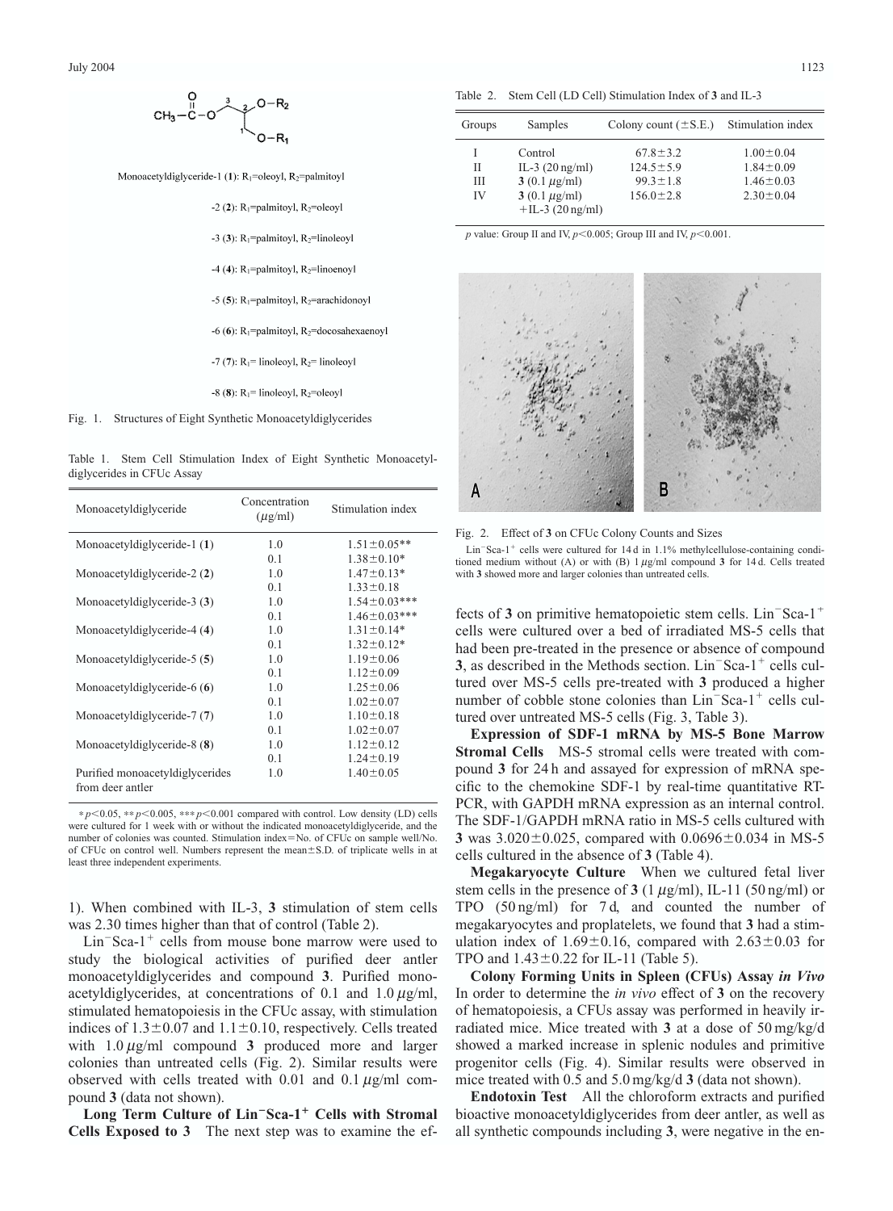$CH_3-C(=O)-O-CH_2(3)-CH(2)(O-R_2)-CH_2(1)-O-R_1$

Monoacetyldiglyceride-1 (**1**): $R_1$=oleoyl, $R_2$=palmitoyl

-2 (**2**): $R_1$=palmitoyl, $R_2$=oleoyl

-3 (**3**): $R_1$=palmitoyl, $R_2$=linoleoyl

-4 (**4**): $R_1$=palmitoyl, $R_2$=linoenoyl

-5 (**5**): $R_1$=palmitoyl, $R_2$=arachidonoyl

-6 (**6**): $R_1$=palmitoyl, $R_2$=docosahexaenoyl

-7 (**7**): $R_1$= linoleoyl, $R_2$= linoleoyl

-8 (**8**): $R_1$= linoleoyl, $R_2$=oleoyl

Fig. 1. Structures of Eight Synthetic Monoacetyldiglycerides

Table 1. Stem Cell Stimulation Index of Eight Synthetic Monoacetyldiglycerides in CFUc Assay

| Monoacetyldiglyceride | Concentration ($\mu$g/ml) | Stimulation index |
|---|---|---|
| Monoacetyldiglyceride-1 (**1**) | 1.0 | $1.51 \pm 0.05$** |
| | 0.1 | $1.38 \pm 0.10$* |
| Monoacetyldiglyceride-2 (**2**) | 1.0 | $1.47 \pm 0.13$* |
| | 0.1 | $1.33 \pm 0.18$ |
| Monoacetyldiglyceride-3 (**3**) | 1.0 | $1.54 \pm 0.03$*** |
| | 0.1 | $1.46 \pm 0.03$*** |
| Monoacetyldiglyceride-4 (**4**) | 1.0 | $1.31 \pm 0.14$* |
| | 0.1 | $1.32 \pm 0.12$* |
| Monoacetyldiglyceride-5 (**5**) | 1.0 | $1.19 \pm 0.06$ |
| | 0.1 | $1.12 \pm 0.09$ |
| Monoacetyldiglyceride-6 (**6**) | 1.0 | $1.25 \pm 0.06$ |
| | 0.1 | $1.02 \pm 0.07$ |
| Monoacetyldiglyceride-7 (**7**) | 1.0 | $1.10 \pm 0.18$ |
| | 0.1 | $1.02 \pm 0.07$ |
| Monoacetyldiglyceride-8 (**8**) | 1.0 | $1.12 \pm 0.12$ |
| | 0.1 | $1.24 \pm 0.19$ |
| Purified monoacetyldiglycerides from deer antler | 1.0 | $1.40 \pm 0.05$ |

* $p<0.05$, ** $p<0.005$, *** $p<0.001$ compared with control. Low density (LD) cells were cultured for 1 week with or without the indicated monoacetyldiglyceride, and the number of colonies was counted. Stimulation index=No. of CFUc on sample well/No. of CFUc on control well. Numbers represent the mean±S.D. of triplicate wells in at least three independent experiments.

1). When combined with IL-3, **3** stimulation of stem cells was 2.30 times higher than that of control (Table 2).

$Lin^-Sca\text{-}1^+$ cells from mouse bone marrow were used to study the biological activities of purified deer antler monoacetyldiglycerides and compound **3**. Purified monoacetyldiglycerides, at concentrations of 0.1 and 1.0 $\mu$g/ml, stimulated hematopoiesis in the CFUc assay, with stimulation indices of $1.3 \pm 0.07$ and $1.1 \pm 0.10$, respectively. Cells treated with 1.0 $\mu$g/ml compound **3** produced more and larger colonies than untreated cells (Fig. 2). Similar results were observed with cells treated with 0.01 and 0.1 $\mu$g/ml compound **3** (data not shown).

**Long Term Culture of $Lin^-Sca\text{-}1^+$ Cells with Stromal Cells Exposed to 3** The next step was to examine the effects of **3** on primitive hematopoietic stem cells. $Lin^-Sca\text{-}1^+$ cells were cultured over a bed of irradiated MS-5 cells that had been pre-treated in the presence or absence of compound **3**, as described in the Methods section. $Lin^-Sca\text{-}1^+$ cells cultured over MS-5 cells pre-treated with **3** produced a higher number of cobble stone colonies than $Lin^-Sca\text{-}1^+$ cells cultured over untreated MS-5 cells (Fig. 3, Table 3).

Table 2. Stem Cell (LD Cell) Stimulation Index of **3** and IL-3

| Groups | Samples | Colony count (±S.E.) | Stimulation index |
|---|---|---|---|
| I | Control | $67.8 \pm 3.2$ | $1.00 \pm 0.04$ |
| II | IL-3 (20 ng/ml) | $124.5 \pm 5.9$ | $1.84 \pm 0.09$ |
| III | **3** (0.1 $\mu$g/ml) | $99.3 \pm 1.8$ | $1.46 \pm 0.03$ |
| IV | **3** (0.1 $\mu$g/ml) +IL-3 (20 ng/ml) | $156.0 \pm 2.8$ | $2.30 \pm 0.04$ |

$p$ value: Group II and IV, $p<0.005$; Group III and IV, $p<0.001$.

Fig. 2. Effect of **3** on CFUc Colony Counts and Sizes

$Lin^-Sca\text{-}1^+$ cells were cultured for 14 d in 1.1% methylcellulose-containing conditioned medium without (A) or with (B) 1 $\mu$g/ml compound **3** for 14 d. Cells treated with **3** showed more and larger colonies than untreated cells.

**Expression of SDF-1 mRNA by MS-5 Bone Marrow Stromal Cells** MS-5 stromal cells were treated with compound **3** for 24 h and assayed for expression of mRNA specific to the chemokine SDF-1 by real-time quantitative RT-PCR, with GAPDH mRNA expression as an internal control. The SDF-1/GAPDH mRNA ratio in MS-5 cells cultured with **3** was $3.020 \pm 0.025$, compared with $0.0696 \pm 0.034$ in MS-5 cells cultured in the absence of **3** (Table 4).

**Megakaryocyte Culture** When we cultured fetal liver stem cells in the presence of **3** (1 $\mu$g/ml), IL-11 (50 ng/ml) or TPO (50 ng/ml) for 7 d, and counted the number of megakaryocytes and proplatelets, we found that **3** had a stimulation index of $1.69 \pm 0.16$, compared with $2.63 \pm 0.03$ for TPO and $1.43 \pm 0.22$ for IL-11 (Table 5).

**Colony Forming Units in Spleen (CFUs) Assay *in Vivo*** In order to determine the *in vivo* effect of **3** on the recovery of hematopoiesis, a CFUs assay was performed in heavily irradiated mice. Mice treated with **3** at a dose of 50 mg/kg/d showed a marked increase in splenic nodules and primitive progenitor cells (Fig. 4). Similar results were observed in mice treated with 0.5 and 5.0 mg/kg/d **3** (data not shown).

**Endotoxin Test** All the chloroform extracts and purified bioactive monoacetyldiglycerides from deer antler, as well as all synthetic compounds including **3**, were negative in the en-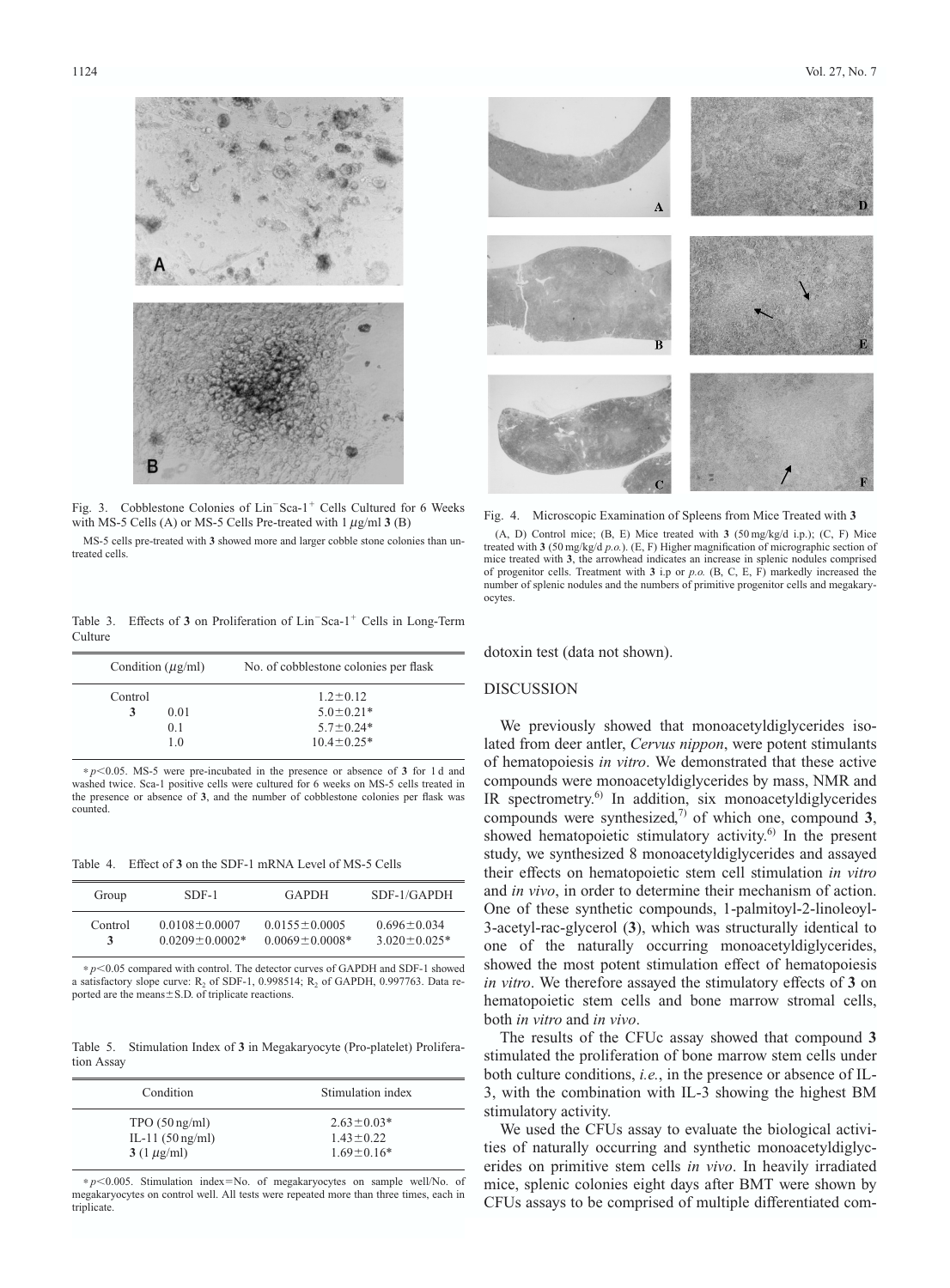Fig. 3. Cobblestone Colonies of Lin$^-$Sca-1$^+$ Cells Cultured for 6 Weeks with MS-5 Cells (A) or MS-5 Cells Pre-treated with 1 $\mu$g/ml **3** (B)

MS-5 cells pre-treated with **3** showed more and larger cobble stone colonies than untreated cells.

Table 3. Effects of **3** on Proliferation of Lin$^-$Sca-1$^+$ Cells in Long-Term Culture

| Condition ($\mu$g/ml) | | No. of cobblestone colonies per flask |
|---|---|---|
| Control | | 1.2±0.12 |
| **3** | 0.01 | 5.0±0.21* |
| | 0.1 | 5.7±0.24* |
| | 1.0 | 10.4±0.25* |

* $p<0.05$. MS-5 were pre-incubated in the presence or absence of **3** for 1 d and washed twice. Sca-1 positive cells were cultured for 6 weeks on MS-5 cells treated in the presence or absence of **3**, and the number of cobblestone colonies per flask was counted.

Table 4. Effect of **3** on the SDF-1 mRNA Level of MS-5 Cells

| Group | SDF-1 | GAPDH | SDF-1/GAPDH |
|---|---|---|---|
| Control | 0.0108±0.0007 | 0.0155±0.0005 | 0.696±0.034 |
| **3** | 0.0209±0.0002* | 0.0069±0.0008* | 3.020±0.025* |

* $p<0.05$ compared with control. The detector curves of GAPDH and SDF-1 showed a satisfactory slope curve: $R_2$ of SDF-1, 0.998514; $R_2$ of GAPDH, 0.997763. Data reported are the means±S.D. of triplicate reactions.

Table 5. Stimulation Index of **3** in Megakaryocyte (Pro-platelet) Proliferation Assay

| Condition | Stimulation index |
|---|---|
| TPO (50 ng/ml) | 2.63±0.03* |
| IL-11 (50 ng/ml) | 1.43±0.22 |
| **3** (1 $\mu$g/ml) | 1.69±0.16* |

* $p<0.005$. Stimulation index=No. of megakaryocytes on sample well/No. of megakaryocytes on control well. All tests were repeated more than three times, each in triplicate.

Fig. 4. Microscopic Examination of Spleens from Mice Treated with **3**

(A, D) Control mice; (B, E) Mice treated with **3** (50 mg/kg/d i.p.); (C, F) Mice treated with **3** (50 mg/kg/d *p.o.*). (E, F) Higher magnification of micrographic section of mice treated with **3**, the arrowhead indicates an increase in splenic nodules comprised of progenitor cells. Treatment with **3** i.p or *p.o.* (B, C, E, F) markedly increased the number of splenic nodules and the numbers of primitive progenitor cells and megakaryocytes.

dotoxin test (data not shown).

## DISCUSSION

We previously showed that monoacetyldiglycerides isolated from deer antler, *Cervus nippon*, were potent stimulants of hematopoiesis *in vitro*. We demonstrated that these active compounds were monoacetyldiglycerides by mass, NMR and IR spectrometry.[6] In addition, six monoacetyldiglycerides compounds were synthesized,[7] of which one, compound **3**, showed hematopoietic stimulatory activity.[6] In the present study, we synthesized 8 monoacetyldiglycerides and assayed their effects on hematopoietic stem cell stimulation *in vitro* and *in vivo*, in order to determine their mechanism of action. One of these synthetic compounds, 1-palmitoyl-2-linoleoyl-3-acetyl-rac-glycerol (**3**), which was structurally identical to one of the naturally occurring monoacetyldiglycerides, showed the most potent stimulation effect of hematopoiesis *in vitro*. We therefore assayed the stimulatory effects of **3** on hematopoietic stem cells and bone marrow stromal cells, both *in vitro* and *in vivo*.

The results of the CFUc assay showed that compound **3** stimulated the proliferation of bone marrow stem cells under both culture conditions, *i.e.*, in the presence or absence of IL-3, with the combination with IL-3 showing the highest BM stimulatory activity.

We used the CFUs assay to evaluate the biological activities of naturally occurring and synthetic monoacetyldiglycerides on primitive stem cells *in vivo*. In heavily irradiated mice, splenic colonies eight days after BMT were shown by CFUs assays to be comprised of multiple differentiated com-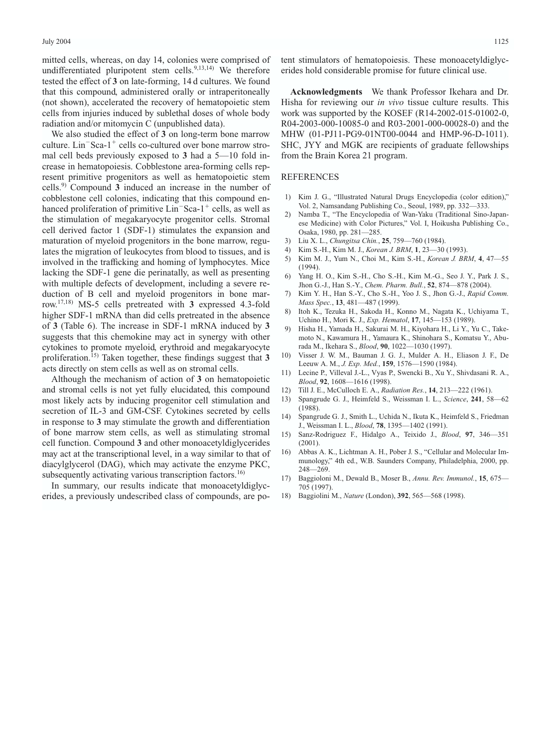mitted cells, whereas, on day 14, colonies were comprised of undifferentiated pluripotent stem cells.[9,13,14] We therefore tested the effect of **3** on late-forming, 14 d cultures. We found that this compound, administered orally or intraperitoneally (not shown), accelerated the recovery of hematopoietic stem cells from injuries induced by sublethal doses of whole body radiation and/or mitomycin C (unpublished data).

We also studied the effect of **3** on long-term bone marrow culture. $Lin^{-}Sca\text{-}1^{+}$ cells co-cultured over bone marrow stromal cell beds previously exposed to **3** had a 5—10 fold increase in hematopoiesis. Cobblestone area-forming cells represent primitive progenitors as well as hematopoietic stem cells.[9] Compound **3** induced an increase in the number of cobblestone cell colonies, indicating that this compound enhanced proliferation of primitive $Lin^{-}Sca\text{-}1^{+}$ cells, as well as the stimulation of megakaryocyte progenitor cells. Stromal cell derived factor 1 (SDF-1) stimulates the expansion and maturation of myeloid progenitors in the bone marrow, regulates the migration of leukocytes from blood to tissues, and is involved in the trafficking and homing of lymphocytes. Mice lacking the SDF-1 gene die perinatally, as well as presenting with multiple defects of development, including a severe reduction of B cell and myeloid progenitors in bone marrow.[17,18] MS-5 cells pretreated with **3** expressed 4.3-fold higher SDF-1 mRNA than did cells pretreated in the absence of **3** (Table 6). The increase in SDF-1 mRNA induced by **3** suggests that this chemokine may act in synergy with other cytokines to promote myeloid, erythroid and megakaryocyte proliferation.[15] Taken together, these findings suggest that **3** acts directly on stem cells as well as on stromal cells.

Although the mechanism of action of **3** on hematopoietic and stromal cells is not yet fully elucidated, this compound most likely acts by inducing progenitor cell stimulation and secretion of IL-3 and GM-CSF. Cytokines secreted by cells in response to **3** may stimulate the growth and differentiation of bone marrow stem cells, as well as stimulating stromal cell function. Compound **3** and other monoacetyldiglycerides may act at the transcriptional level, in a way similar to that of diacylglycerol (DAG), which may activate the enzyme PKC, subsequently activating various transcription factors.[16]

In summary, our results indicate that monoacetyldiglycerides, a previously undescribed class of compounds, are potent stimulators of hematopoiesis. These monoacetyldiglycerides hold considerable promise for future clinical use.

**Acknowledgments** We thank Professor Ikehara and Dr. Hisha for reviewing our *in vivo* tissue culture results. This work was supported by the KOSEF (R14-2002-015-01002-0, R04-2003-000-10085-0 and R03-2001-000-00028-0) and the MHW (01-PJ11-PG9-01NT00-0044 and HMP-96-D-1011). SHC, JYY and MGK are recipients of graduate fellowships from the Brain Korea 21 program.

## REFERENCES

1) Kim J. G., "Illustrated Natural Drugs Encyclopedia (color edition)," Vol. 2, Namsandang Publishing Co., Seoul, 1989, pp. 332—333.
2) Namba T., "The Encyclopedia of Wan-Yaku (Traditional Sino-Japanese Medicine) with Color Pictures," Vol. I, Hoikusha Publishing Co., Osaka, 1980, pp. 281—285.
3) Liu X. L., *Chungitsa Chin.*, **25**, 759—760 (1984).
4) Kim S.-H., Kim M. J., *Korean J. BRM*, **1**, 23—30 (1993).
5) Kim M. J., Yum N., Choi M., Kim S.-H., *Korean J. BRM*, **4**, 47—55 (1994).
6) Yang H. O., Kim S.-H., Cho S.-H., Kim M.-G., Seo J. Y., Park J. S., Jhon G.-J., Han S.-Y., *Chem. Pharm. Bull.*, **52**, 874—878 (2004).
7) Kim Y. H., Han S.-Y., Cho S.-H., Yoo J. S., Jhon G.-J., *Rapid Comm. Mass Spec.*, **13**, 481—487 (1999).
8) Itoh K., Tezuka H., Sakoda H., Konno M., Nagata K., Uchiyama T., Uchino H., Mori K. J., *Exp. Hematol*, **17**, 145—153 (1989).
9) Hisha H., Yamada H., Sakurai M. H., Kiyohara H., Li Y., Yu C., Takemoto N., Kawamura H., Yamaura K., Shinohara S., Komatsu Y., Aburada M., Ikehara S., *Blood*, **90**, 1022—1030 (1997).
10) Visser J. W. M., Bauman J. G. J., Mulder A. H., Eliason J. F., De Leeuw A. M., *J. Exp. Med.*, **159**, 1576—1590 (1984).
11) Lecine P., Villeval J.-L., Vyas P., Swencki B., Xu Y., Shivdasani R. A., *Blood*, **92**, 1608—1616 (1998).
12) Till J. E., McCulloch E. A., *Radiation Res.*, **14**, 213—222 (1961).
13) Spangrude G. J., Heimfeld S., Weissman I. L., *Science*, **241**, 58—62 (1988).
14) Spangrude G. J., Smith L., Uchida N., Ikuta K., Heimfeld S., Friedman J., Weissman I. L., *Blood*, **78**, 1395—1402 (1991).
15) Sanz-Rodriguez F., Hidalgo A., Teixido J., *Blood*, **97**, 346—351 (2001).
16) Abbas A. K., Lichtman A. H., Pober J. S., "Cellular and Molecular Immunology," 4th ed., W.B. Saunders Company, Philadelphia, 2000, pp. 248—269.
17) Baggioloni M., Dewald B., Moser B., *Annu. Rev. Immunol.*, **15**, 675—705 (1997).
18) Baggiolini M., *Nature* (London), **392**, 565—568 (1998).